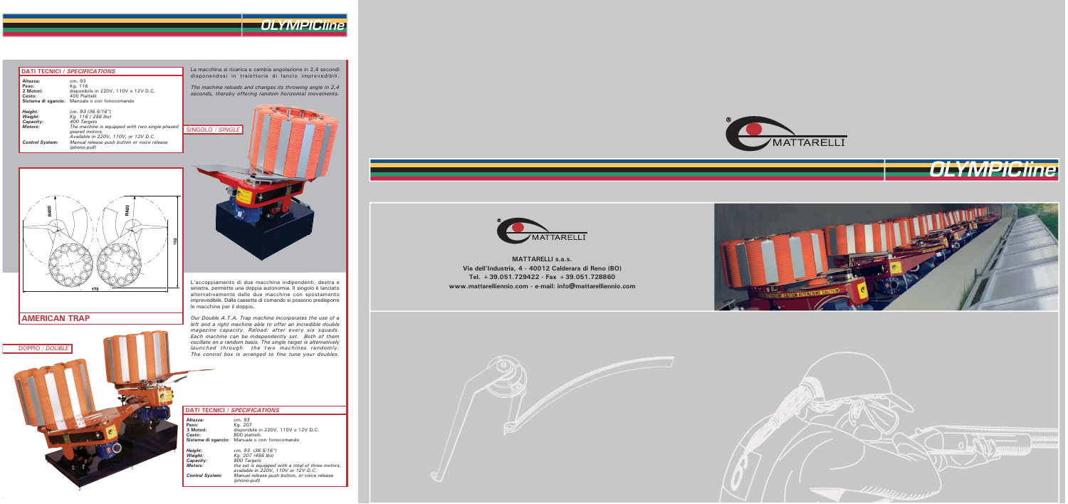# OLYMPICline

## DATI TECNICI / *SPECIFICATIONS*

**Altezza:** cm. 93
**Peso:** Kg. 116
**2 Motori:** disponibile in 220V, 110V o 12V D.C.
**Cesto:** 400 Piattelli
**Sistema di sgancio:** Manuale o con fonocomando

***Height:*** *cm. 93 (36.5/16")*
***Weight:*** *Kg. 116 ( 256 lbs)*
***Capacity:*** *400 Targets*
***Motors:*** *The machine is equipped with two single-phased geared motors. Available in 220V, 110V, or 12V D.C.*
***Control System:*** *Manual release push button or voice release (phono-pull)*

La macchina si ricarica e cambia angolazione in 2,4 secondi disponendosi in traiettorie di lancio imprevedibili.

*The machine reloads and changes its throwing angle in 2,4 seconds, thereby offering random horizontal movements.*

SINGOLO / *SINGLE*

R400 R400 102 170

## AMERICAN TRAP

L'accoppiamento di due macchine indipendenti, destra e sinistra, permette una doppia autonomia. Il singolo è lanciato alternativamente dalle due macchine con spostamento imprevedibile. Dalla cassetta di comando si possono predisporre le macchine per il doppio.

*Our Double A.T.A. Trap machine incorporates the use of a left and a right machine able to offer an incredible double magazine capacity. Reload: after every six squads. Each machine can be independently set. Both of them oscillate on a random basis. The single target is alternatively launched through the two machines randomly. The control box is arranged to fine tune your doubles.*

DOPPIO / *DOUBLE*

## DATI TECNICI / *SPECIFICATIONS*

**Altezza:** cm. 93
**Peso:** Kg. 207
**3 Motori:** disponibile in 220V, 110V o 12V D.C.
**Cesto:** 800 piattelli
**Sistema di sgancio:** Manuale o con fonocomando

***Height:*** *cm. 93 (36.5/16")*
***Weight:*** *Kg. 207 (456 lbs)*
***Capacity:*** *800 Targets*
***Motors:*** *the set is equipped with a total of three motors, available in 220V, 110V or 12V D.C.*
***Control System:*** *Manual release push button, or voice release (phono-pull)*

MATTARELLI

# OLYMPICline

MATTARELLI

**MATTARELLI s.a.s.**
**Via dell'Industria, 4 - 40012 Calderara di Reno (BO)**
**Tel. +39.051.729422 - Fax +39.051.728860**
**www.mattarelliennio.com - e-mail: info@mattarelliennio.com**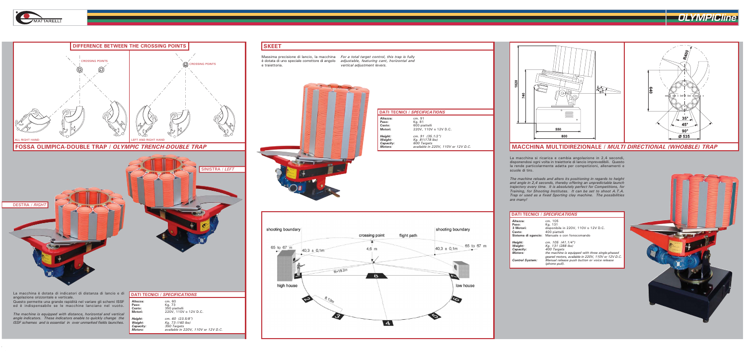## DIFFERENCE BETWEEN THE CROSSING POINTS

CROSSING POINTS

CROSSING POINTS

ALL RIGHT HAND

LEFT AND RIGHT HAND

## FOSSA OLIMPICA-DOUBLE TRAP / *OLYMPIC TRENCH-DOUBLE TRAP*

SINISTRA / *LEFT*

DESTRA / *RIGHT*

La macchina è dotata di indicatori di distanza di lancio e di angolazione orizzontale e verticale.
Questo permette una grande rapidità nel variare gli schemi ISSF ed è indispensabile se le macchine lanciano nel vuoto.

*The machine is equipped with distance, horizontal and vertical angle indicators. These indicators enable to quickly change the ISSF schemes and is essential in over unmarked fields launches.*

### DATI TECNICI / *SPECIFICATIONS*

| | |
|---|---|
| **Altezza:** | cm. 60 |
| **Peso:** | Kg. 73 |
| **Cesto:** | 350 piattelli |
| **Motori:** | 220V, 110V o 12V D.C. |
| ***Height:*** | *cm. 60 (23.5/8")* |
| ***Weight:*** | *Kg. 73 (160 lbs)* |
| ***Capacity:*** | *350 Targets* |
| ***Motors:*** | *available in 220V, 110V or 12V D.C.* |

## SKEET

Massima precisione di lancio, la macchina è dotata di uno speciale correttore di angolo e traiettoria.

*For a total target control, this trap is fully adjustable, featuring cant, horizontal and vertical adjustment levers.*

### DATI TECNICI / *SPECIFICATIONS*

| | |
|---|---|
| **Altezza:** | cm. 91 |
| **Peso:** | Kg. 81 |
| **Cesto:** | 600 piattelli |
| **Motori:** | 220V, 110V o 12V D.C. |
| ***Height:*** | *cm. 91 (35.1/2")* |
| ***Weight:*** | *Kg. 81(178 lbs)* |
| ***Capacity:*** | *600 Targets* |
| ***Motors:*** | *available in 220V, 110V or 12V D.C.* |

shooting boundary

crossing point

flight path

shooting boundary

65 to 67 m

40,3 ± 0,1m

4,6 m

40,3 ± 0,1m

65 to 67 m

R=19,2m

8,13m

high house

low house

1020

740

550

800

640

R400

35°

45°

90°

Ø 535

## MACCHINA MULTIDIREZIONALE / *MULTI DIRECTIONAL (WHOBBLE) TRAP*

La macchina si ricarica e cambia angolazione in 2,4 secondi, disponendosi ogni volta in traiettorie di lancio imprevedibili. Questo la rende particolarmente adatta per competizioni, allenamenti e scuole di tiro.

*The machine reloads and alters its positioning in regards to height and angle in 2,4 seconds, thereby offering an unpredictable launch trajectory every time. It is absolutely perfect for Competitions, for Training, for Shooting Institutes. It can be set to shoot A.T.A. Trap or used as a fixed Sporting clay machine. The possibilities are many!*

### DATI TECNICI / *SPECIFICATIONS*

| | |
|---|---|
| **Altezza:** | cm. 105 |
| **Peso:** | Kg. 131 |
| **3 Motori:** | disponibile in 220V, 110V o 12V D.C. |
| **Cesto:** | 400 piattelli |
| **Sistema di sgancio:** | Manuale o con fonocomando |
| ***Height:*** | *cm. 105 (41.1/4")* |
| ***Weight:*** | *Kg. 131 (288 lbs)* |
| ***Capacity:*** | *400 Targets* |
| ***Motors:*** | *the machine is equipped with three single-phased geared motors, available in 220V, 110V or 12V D.C.* |
| ***Control System:*** | *Manual release push button or voice release (phono-pull).* |